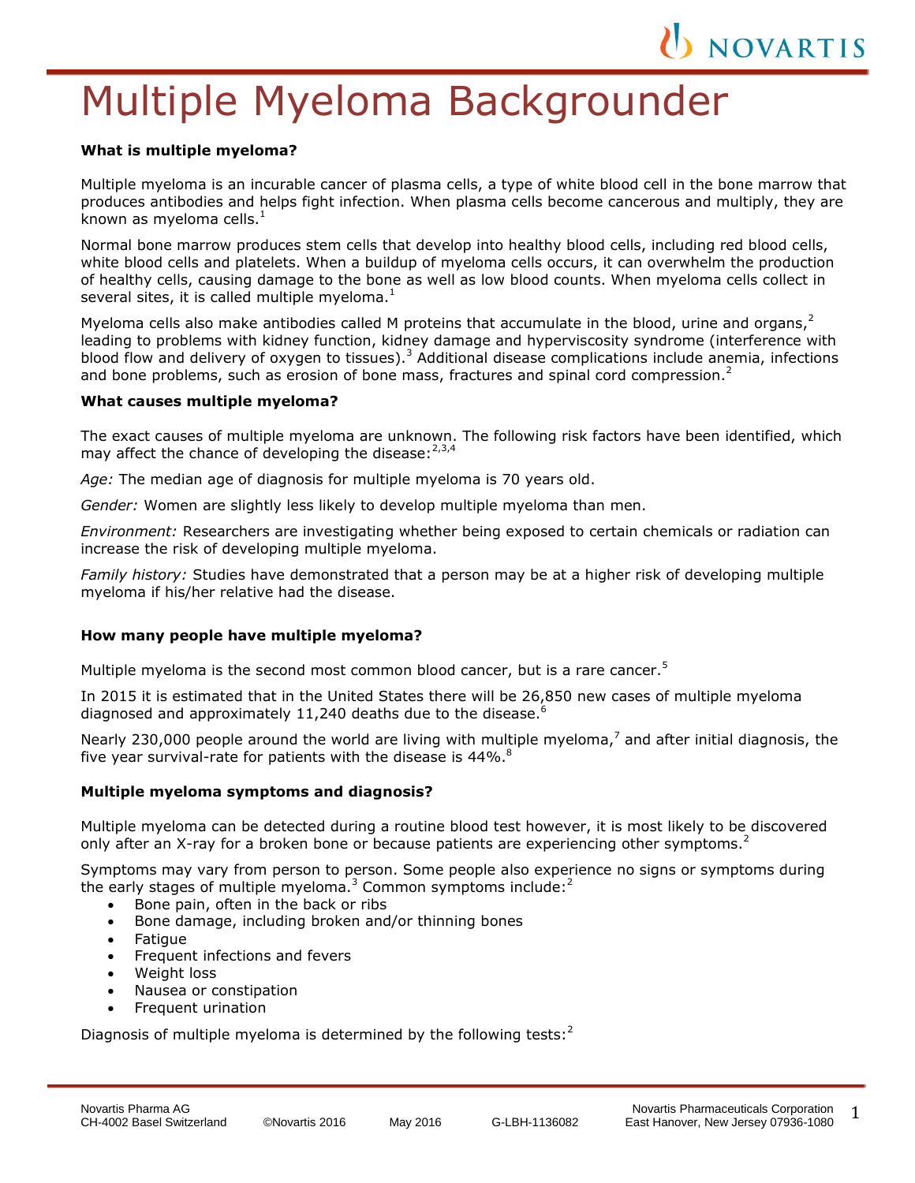# Multiple Myeloma Backgrounder

**What is multiple myeloma?**

Multiple myeloma is an incurable cancer of plasma cells, a type of white blood cell in the bone marrow that produces antibodies and helps fight infection. When plasma cells become cancerous and multiply, they are known as myeloma cells.[1]

Normal bone marrow produces stem cells that develop into healthy blood cells, including red blood cells, white blood cells and platelets. When a buildup of myeloma cells occurs, it can overwhelm the production of healthy cells, causing damage to the bone as well as low blood counts. When myeloma cells collect in several sites, it is called multiple myeloma.[1]

Myeloma cells also make antibodies called M proteins that accumulate in the blood, urine and organs,[2] leading to problems with kidney function, kidney damage and hyperviscosity syndrome (interference with blood flow and delivery of oxygen to tissues).[3] Additional disease complications include anemia, infections and bone problems, such as erosion of bone mass, fractures and spinal cord compression.[2]

**What causes multiple myeloma?**

The exact causes of multiple myeloma are unknown. The following risk factors have been identified, which may affect the chance of developing the disease:[2,3,4]

*Age:* The median age of diagnosis for multiple myeloma is 70 years old.

*Gender:* Women are slightly less likely to develop multiple myeloma than men.

*Environment:* Researchers are investigating whether being exposed to certain chemicals or radiation can increase the risk of developing multiple myeloma.

*Family history:* Studies have demonstrated that a person may be at a higher risk of developing multiple myeloma if his/her relative had the disease.

**How many people have multiple myeloma?**

Multiple myeloma is the second most common blood cancer, but is a rare cancer.[5]

In 2015 it is estimated that in the United States there will be 26,850 new cases of multiple myeloma diagnosed and approximately 11,240 deaths due to the disease.[6]

Nearly 230,000 people around the world are living with multiple myeloma,[7] and after initial diagnosis, the five year survival-rate for patients with the disease is 44%.[8]

**Multiple myeloma symptoms and diagnosis?**

Multiple myeloma can be detected during a routine blood test however, it is most likely to be discovered only after an X-ray for a broken bone or because patients are experiencing other symptoms.[2]

Symptoms may vary from person to person. Some people also experience no signs or symptoms during the early stages of multiple myeloma.[3] Common symptoms include:[2]

- Bone pain, often in the back or ribs
- Bone damage, including broken and/or thinning bones
- Fatigue
- Frequent infections and fevers
- Weight loss
- Nausea or constipation
- Frequent urination

Diagnosis of multiple myeloma is determined by the following tests:[2]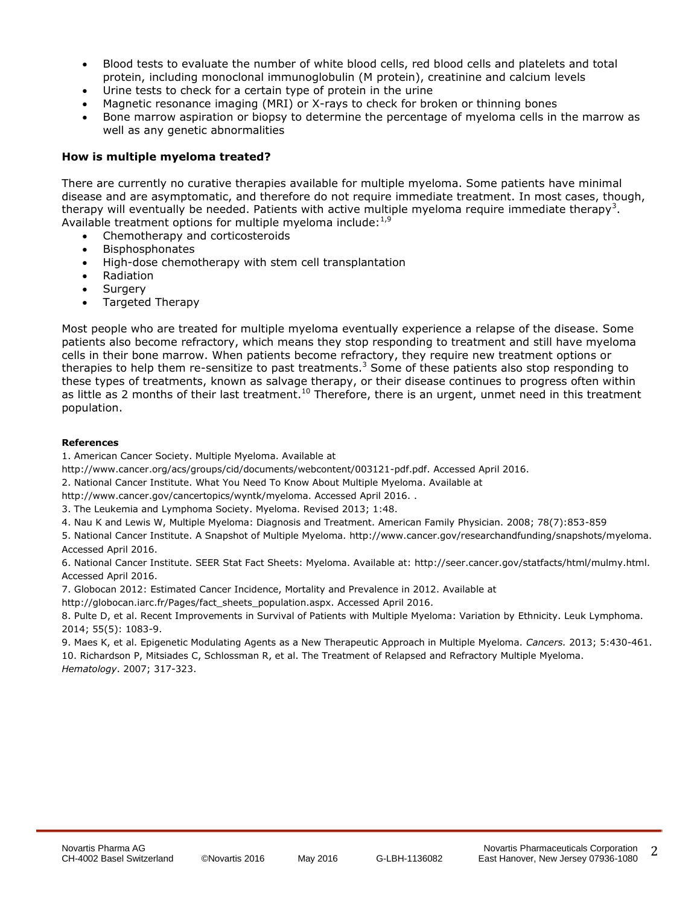- Blood tests to evaluate the number of white blood cells, red blood cells and platelets and total protein, including monoclonal immunoglobulin (M protein), creatinine and calcium levels
- Urine tests to check for a certain type of protein in the urine
- Magnetic resonance imaging (MRI) or X-rays to check for broken or thinning bones
- Bone marrow aspiration or biopsy to determine the percentage of myeloma cells in the marrow as well as any genetic abnormalities

### How is multiple myeloma treated?

There are currently no curative therapies available for multiple myeloma. Some patients have minimal disease and are asymptomatic, and therefore do not require immediate treatment. In most cases, though, therapy will eventually be needed. Patients with active multiple myeloma require immediate therapy[3]. Available treatment options for multiple myeloma include:[1,9]

- Chemotherapy and corticosteroids
- Bisphosphonates
- High-dose chemotherapy with stem cell transplantation
- Radiation
- Surgery
- Targeted Therapy

Most people who are treated for multiple myeloma eventually experience a relapse of the disease. Some patients also become refractory, which means they stop responding to treatment and still have myeloma cells in their bone marrow. When patients become refractory, they require new treatment options or therapies to help them re-sensitize to past treatments.[3] Some of these patients also stop responding to these types of treatments, known as salvage therapy, or their disease continues to progress often within as little as 2 months of their last treatment.[10] Therefore, there is an urgent, unmet need in this treatment population.

**References**

1. American Cancer Society. Multiple Myeloma. Available at http://www.cancer.org/acs/groups/cid/documents/webcontent/003121-pdf.pdf. Accessed April 2016.
2. National Cancer Institute. What You Need To Know About Multiple Myeloma. Available at http://www.cancer.gov/cancertopics/wyntk/myeloma. Accessed April 2016. .
3. The Leukemia and Lymphoma Society. Myeloma. Revised 2013; 1:48.
4. Nau K and Lewis W, Multiple Myeloma: Diagnosis and Treatment. American Family Physician. 2008; 78(7):853-859
5. National Cancer Institute. A Snapshot of Multiple Myeloma. http://www.cancer.gov/researchandfunding/snapshots/myeloma. Accessed April 2016.
6. National Cancer Institute. SEER Stat Fact Sheets: Myeloma. Available at: http://seer.cancer.gov/statfacts/html/mulmy.html. Accessed April 2016.
7. Globocan 2012: Estimated Cancer Incidence, Mortality and Prevalence in 2012. Available at http://globocan.iarc.fr/Pages/fact_sheets_population.aspx. Accessed April 2016.
8. Pulte D, et al. Recent Improvements in Survival of Patients with Multiple Myeloma: Variation by Ethnicity. Leuk Lymphoma. 2014; 55(5): 1083-9.
9. Maes K, et al. Epigenetic Modulating Agents as a New Therapeutic Approach in Multiple Myeloma. *Cancers.* 2013; 5:430-461.
10. Richardson P, Mitsiades C, Schlossman R, et al. The Treatment of Relapsed and Refractory Multiple Myeloma. *Hematology*. 2007; 317-323.

Novartis Pharma AG
CH-4002 Basel Switzerland ©Novartis 2016 May 2016 G-LBH-1136082 Novartis Pharmaceuticals Corporation
East Hanover, New Jersey 07936-1080